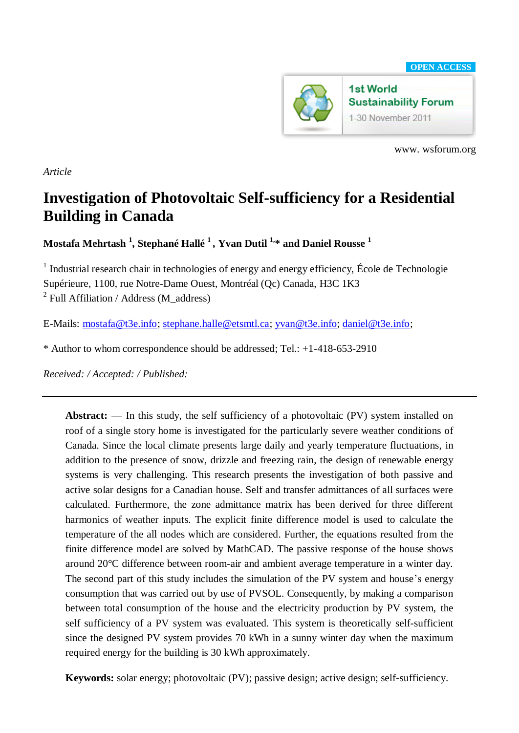OPEN ACCESS

1st World Sustainability Forum
1-30 November 2011

www. wsforum.org

*Article*

# Investigation of Photovoltaic Self-sufficiency for a Residential Building in Canada

**Mostafa Mehrtash [1], Stephané Hallé [1], Yvan Dutil [1,]\* and Daniel Rousse [1]**

[1] Industrial research chair in technologies of energy and energy efficiency, École de Technologie Supérieure, 1100, rue Notre-Dame Ouest, Montréal (Qc) Canada, H3C 1K3
[2] Full Affiliation / Address (M_address)

E-Mails: mostafa@t3e.info; stephane.halle@etsmtl.ca; yvan@t3e.info; daniel@t3e.info;

\* Author to whom correspondence should be addressed; Tel.: +1-418-653-2910

*Received: / Accepted: / Published:*

---

**Abstract:** — In this study, the self sufficiency of a photovoltaic (PV) system installed on roof of a single story home is investigated for the particularly severe weather conditions of Canada. Since the local climate presents large daily and yearly temperature fluctuations, in addition to the presence of snow, drizzle and freezing rain, the design of renewable energy systems is very challenging. This research presents the investigation of both passive and active solar designs for a Canadian house. Self and transfer admittances of all surfaces were calculated. Furthermore, the zone admittance matrix has been derived for three different harmonics of weather inputs. The explicit finite difference model is used to calculate the temperature of the all nodes which are considered. Further, the equations resulted from the finite difference model are solved by MathCAD. The passive response of the house shows around 20°C difference between room-air and ambient average temperature in a winter day. The second part of this study includes the simulation of the PV system and house's energy consumption that was carried out by use of PVSOL. Consequently, by making a comparison between total consumption of the house and the electricity production by PV system, the self sufficiency of a PV system was evaluated. This system is theoretically self-sufficient since the designed PV system provides 70 kWh in a sunny winter day when the maximum required energy for the building is 30 kWh approximately.

**Keywords:** solar energy; photovoltaic (PV); passive design; active design; self-sufficiency.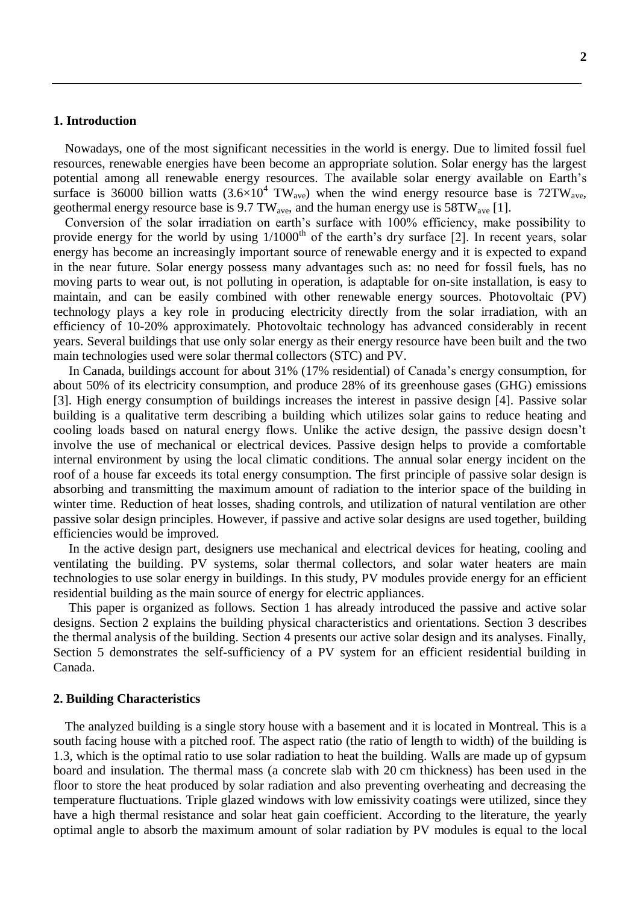## 1. Introduction

Nowadays, one of the most significant necessities in the world is energy. Due to limited fossil fuel resources, renewable energies have been become an appropriate solution. Solar energy has the largest potential among all renewable energy resources. The available solar energy available on Earth's surface is 36000 billion watts ($3.6\times10^4$ $TW_{ave}$) when the wind energy resource base is $72TW_{ave}$, geothermal energy resource base is 9.7 $TW_{ave}$, and the human energy use is $58TW_{ave}$ [1].

Conversion of the solar irradiation on earth's surface with 100% efficiency, make possibility to provide energy for the world by using $1/1000^{th}$ of the earth's dry surface [2]. In recent years, solar energy has become an increasingly important source of renewable energy and it is expected to expand in the near future. Solar energy possess many advantages such as: no need for fossil fuels, has no moving parts to wear out, is not polluting in operation, is adaptable for on-site installation, is easy to maintain, and can be easily combined with other renewable energy sources. Photovoltaic (PV) technology plays a key role in producing electricity directly from the solar irradiation, with an efficiency of 10-20% approximately. Photovoltaic technology has advanced considerably in recent years. Several buildings that use only solar energy as their energy resource have been built and the two main technologies used were solar thermal collectors (STC) and PV.

In Canada, buildings account for about 31% (17% residential) of Canada's energy consumption, for about 50% of its electricity consumption, and produce 28% of its greenhouse gases (GHG) emissions [3]. High energy consumption of buildings increases the interest in passive design [4]. Passive solar building is a qualitative term describing a building which utilizes solar gains to reduce heating and cooling loads based on natural energy flows. Unlike the active design, the passive design doesn't involve the use of mechanical or electrical devices. Passive design helps to provide a comfortable internal environment by using the local climatic conditions. The annual solar energy incident on the roof of a house far exceeds its total energy consumption. The first principle of passive solar design is absorbing and transmitting the maximum amount of radiation to the interior space of the building in winter time. Reduction of heat losses, shading controls, and utilization of natural ventilation are other passive solar design principles. However, if passive and active solar designs are used together, building efficiencies would be improved.

In the active design part, designers use mechanical and electrical devices for heating, cooling and ventilating the building. PV systems, solar thermal collectors, and solar water heaters are main technologies to use solar energy in buildings. In this study, PV modules provide energy for an efficient residential building as the main source of energy for electric appliances.

This paper is organized as follows. Section 1 has already introduced the passive and active solar designs. Section 2 explains the building physical characteristics and orientations. Section 3 describes the thermal analysis of the building. Section 4 presents our active solar design and its analyses. Finally, Section 5 demonstrates the self-sufficiency of a PV system for an efficient residential building in Canada.

## 2. Building Characteristics

The analyzed building is a single story house with a basement and it is located in Montreal. This is a south facing house with a pitched roof. The aspect ratio (the ratio of length to width) of the building is 1.3, which is the optimal ratio to use solar radiation to heat the building. Walls are made up of gypsum board and insulation. The thermal mass (a concrete slab with 20 cm thickness) has been used in the floor to store the heat produced by solar radiation and also preventing overheating and decreasing the temperature fluctuations. Triple glazed windows with low emissivity coatings were utilized, since they have a high thermal resistance and solar heat gain coefficient. According to the literature, the yearly optimal angle to absorb the maximum amount of solar radiation by PV modules is equal to the local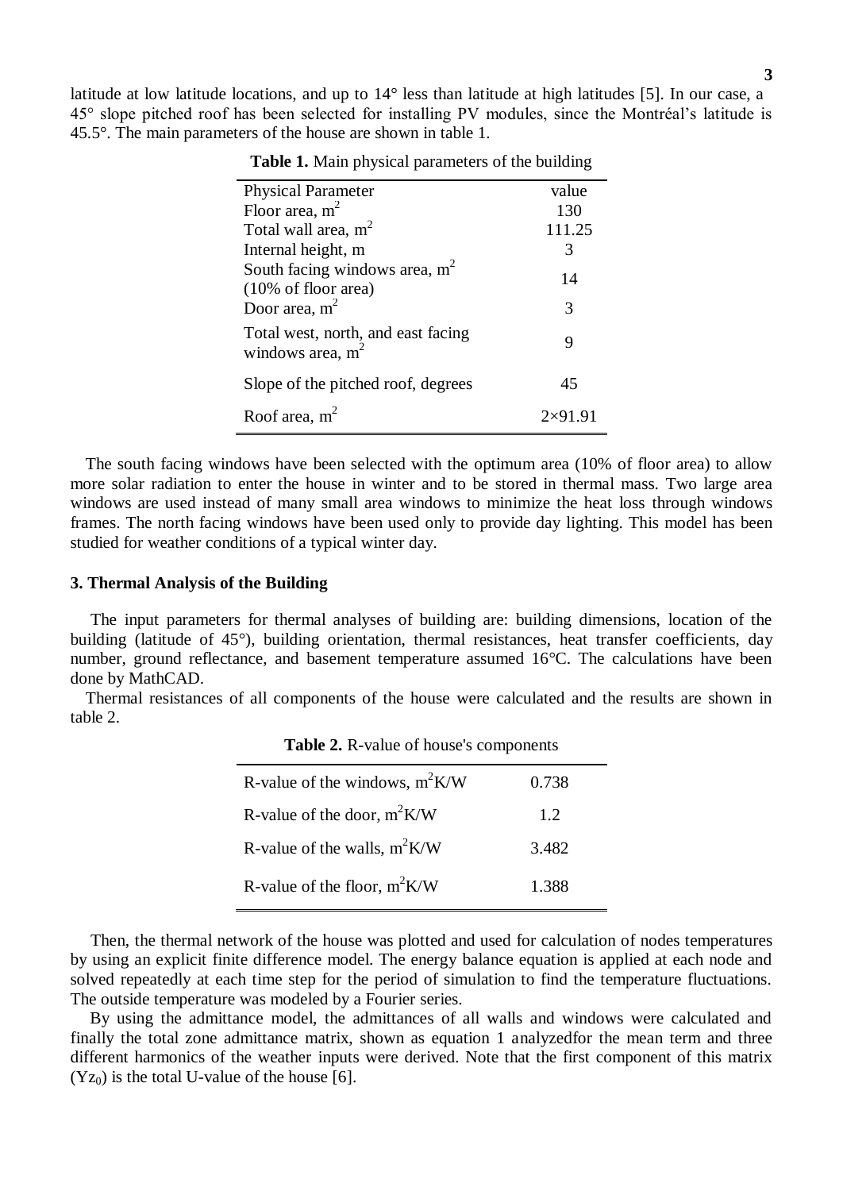latitude at low latitude locations, and up to 14° less than latitude at high latitudes [5]. In our case, a 45° slope pitched roof has been selected for installing PV modules, since the Montréal's latitude is 45.5°. The main parameters of the house are shown in table 1.

**Table 1.** Main physical parameters of the building

| Physical Parameter | value |
|---|---|
| Floor area, $m^2$ | 130 |
| Total wall area, $m^2$ | 111.25 |
| Internal height, m | 3 |
| South facing windows area, $m^2$ (10% of floor area) | 14 |
| Door area, $m^2$ | 3 |
| Total west, north, and east facing windows area, $m^2$ | 9 |
| Slope of the pitched roof, degrees | 45 |
| Roof area, $m^2$ | 2×91.91 |

The south facing windows have been selected with the optimum area (10% of floor area) to allow more solar radiation to enter the house in winter and to be stored in thermal mass. Two large area windows are used instead of many small area windows to minimize the heat loss through windows frames. The north facing windows have been used only to provide day lighting. This model has been studied for weather conditions of a typical winter day.

### 3. Thermal Analysis of the Building

The input parameters for thermal analyses of building are: building dimensions, location of the building (latitude of 45°), building orientation, thermal resistances, heat transfer coefficients, day number, ground reflectance, and basement temperature assumed 16°C. The calculations have been done by MathCAD.

Thermal resistances of all components of the house were calculated and the results are shown in table 2.

**Table 2.** R-value of house's components

| | |
|---|---|
| R-value of the windows, $m^2K/W$ | 0.738 |
| R-value of the door, $m^2K/W$ | 1.2 |
| R-value of the walls, $m^2K/W$ | 3.482 |
| R-value of the floor, $m^2K/W$ | 1.388 |

Then, the thermal network of the house was plotted and used for calculation of nodes temperatures by using an explicit finite difference model. The energy balance equation is applied at each node and solved repeatedly at each time step for the period of simulation to find the temperature fluctuations. The outside temperature was modeled by a Fourier series.

By using the admittance model, the admittances of all walls and windows were calculated and finally the total zone admittance matrix, shown as equation 1 analyzedfor the mean term and three different harmonics of the weather inputs were derived. Note that the first component of this matrix ($Yz_0$) is the total U-value of the house [6].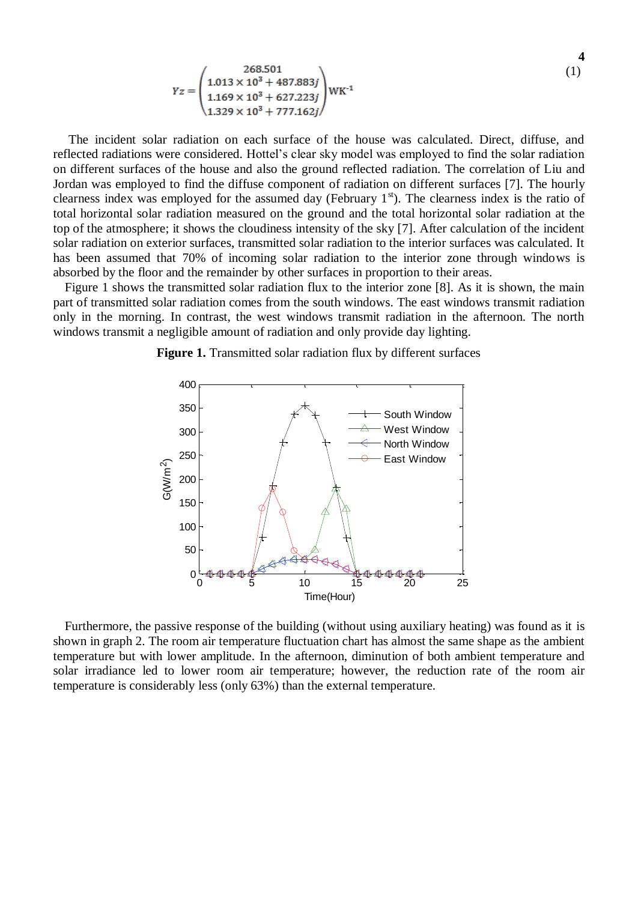$$Yz = \begin{pmatrix} 268.501 \\ 1.013 \times 10^3 + 487.883j \\ 1.169 \times 10^3 + 627.223j \\ 1.329 \times 10^3 + 777.162j \end{pmatrix} \mathrm{WK^{-1}} \tag{1}$$

The incident solar radiation on each surface of the house was calculated. Direct, diffuse, and reflected radiations were considered. Hottel's clear sky model was employed to find the solar radiation on different surfaces of the house and also the ground reflected radiation. The correlation of Liu and Jordan was employed to find the diffuse component of radiation on different surfaces [7]. The hourly clearness index was employed for the assumed day (February 1$^{st}$). The clearness index is the ratio of total horizontal solar radiation measured on the ground and the total horizontal solar radiation at the top of the atmosphere; it shows the cloudiness intensity of the sky [7]. After calculation of the incident solar radiation on exterior surfaces, transmitted solar radiation to the interior surfaces was calculated. It has been assumed that 70% of incoming solar radiation to the interior zone through windows is absorbed by the floor and the remainder by other surfaces in proportion to their areas.

Figure 1 shows the transmitted solar radiation flux to the interior zone [8]. As it is shown, the main part of transmitted solar radiation comes from the south windows. The east windows transmit radiation only in the morning. In contrast, the west windows transmit radiation in the afternoon. The north windows transmit a negligible amount of radiation and only provide day lighting.

**Figure 1.** Transmitted solar radiation flux by different surfaces

Furthermore, the passive response of the building (without using auxiliary heating) was found as it is shown in graph 2. The room air temperature fluctuation chart has almost the same shape as the ambient temperature but with lower amplitude. In the afternoon, diminution of both ambient temperature and solar irradiance led to lower room air temperature; however, the reduction rate of the room air temperature is considerably less (only 63%) than the external temperature.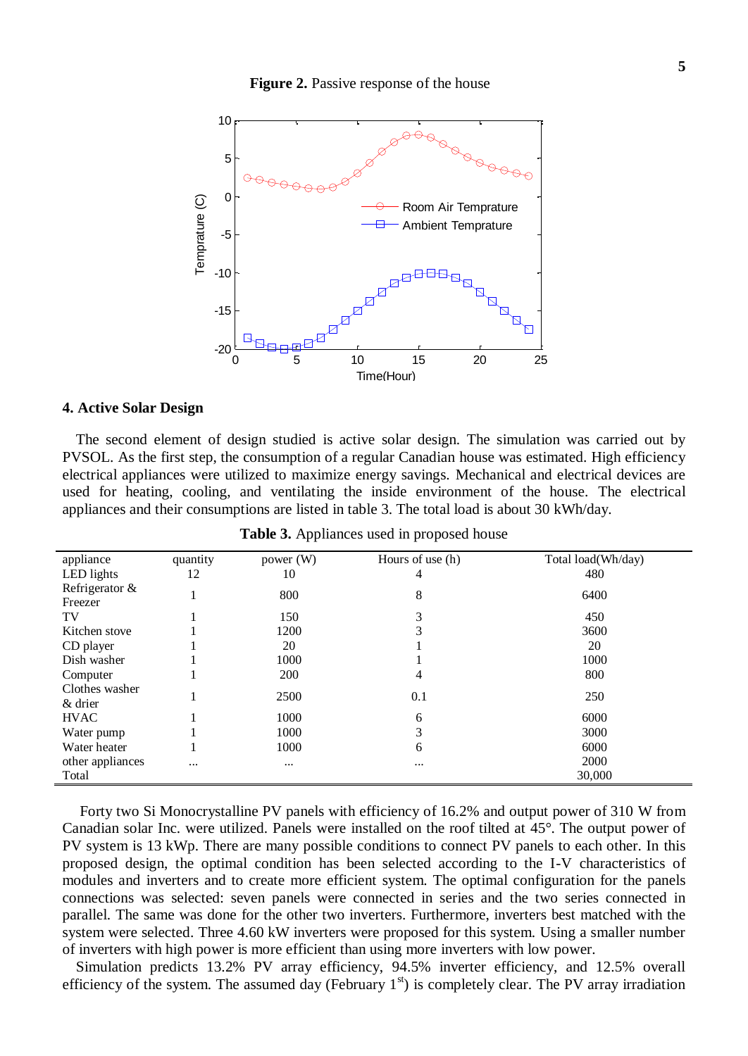**Figure 2.** Passive response of the house

## 4. Active Solar Design

The second element of design studied is active solar design. The simulation was carried out by PVSOL. As the first step, the consumption of a regular Canadian house was estimated. High efficiency electrical appliances were utilized to maximize energy savings. Mechanical and electrical devices are used for heating, cooling, and ventilating the inside environment of the house. The electrical appliances and their consumptions are listed in table 3. The total load is about 30 kWh/day.

**Table 3.** Appliances used in proposed house

| appliance | quantity | power (W) | Hours of use (h) | Total load(Wh/day) |
|---|---|---|---|---|
| LED lights | 12 | 10 | 4 | 480 |
| Refrigerator & Freezer | 1 | 800 | 8 | 6400 |
| TV | 1 | 150 | 3 | 450 |
| Kitchen stove | 1 | 1200 | 3 | 3600 |
| CD player | 1 | 20 | 1 | 20 |
| Dish washer | 1 | 1000 | 1 | 1000 |
| Computer | 1 | 200 | 4 | 800 |
| Clothes washer & drier | 1 | 2500 | 0.1 | 250 |
| HVAC | 1 | 1000 | 6 | 6000 |
| Water pump | 1 | 1000 | 3 | 3000 |
| Water heater | 1 | 1000 | 6 | 6000 |
| other appliances | ... | ... | ... | 2000 |
| Total | | | | 30,000 |

Forty two Si Monocrystalline PV panels with efficiency of 16.2% and output power of 310 W from Canadian solar Inc. were utilized. Panels were installed on the roof tilted at 45°. The output power of PV system is 13 kWp. There are many possible conditions to connect PV panels to each other. In this proposed design, the optimal condition has been selected according to the I-V characteristics of modules and inverters and to create more efficient system. The optimal configuration for the panels connections was selected: seven panels were connected in series and the two series connected in parallel. The same was done for the other two inverters. Furthermore, inverters best matched with the system were selected. Three 4.60 kW inverters were proposed for this system. Using a smaller number of inverters with high power is more efficient than using more inverters with low power.

Simulation predicts 13.2% PV array efficiency, 94.5% inverter efficiency, and 12.5% overall efficiency of the system. The assumed day (February 1$^{st}$) is completely clear. The PV array irradiation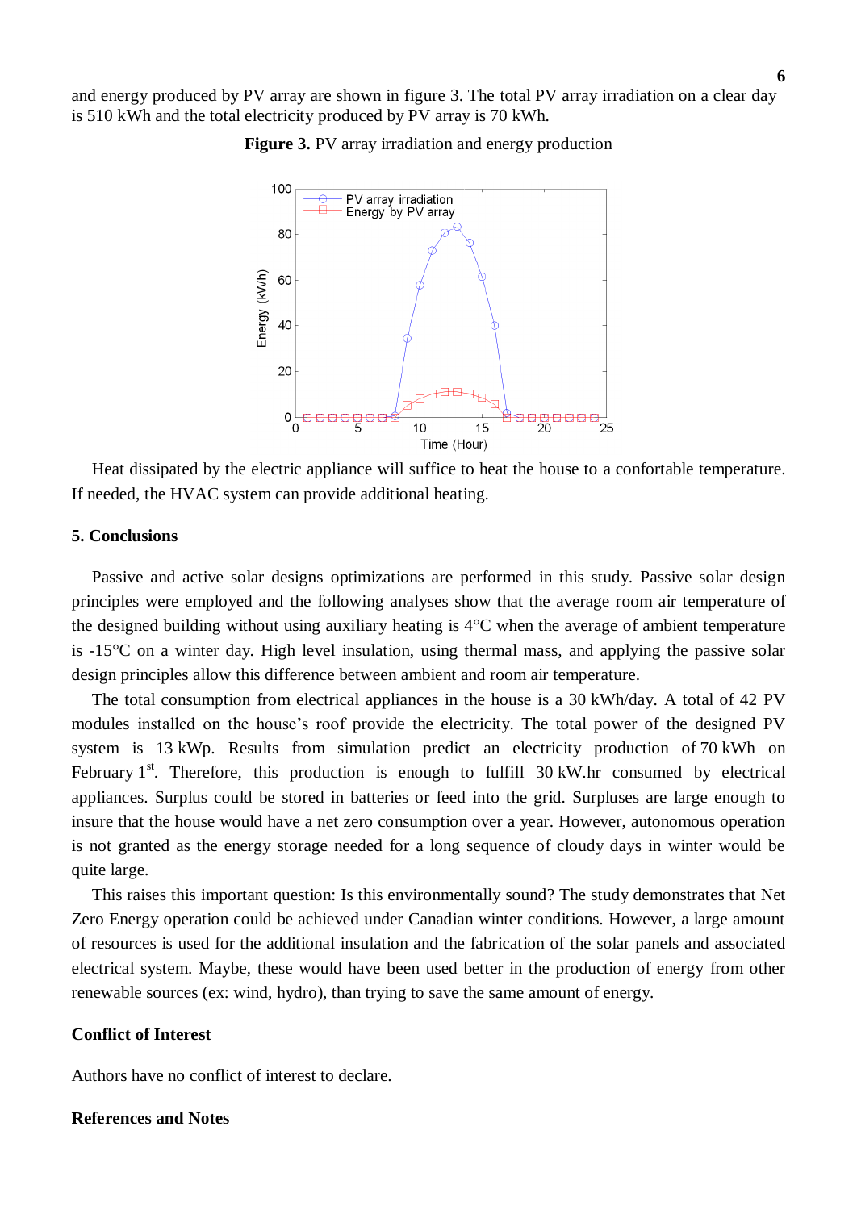and energy produced by PV array are shown in figure 3. The total PV array irradiation on a clear day is 510 kWh and the total electricity produced by PV array is 70 kWh.

**Figure 3.** PV array irradiation and energy production

Heat dissipated by the electric appliance will suffice to heat the house to a confortable temperature. If needed, the HVAC system can provide additional heating.

## 5. Conclusions

Passive and active solar designs optimizations are performed in this study. Passive solar design principles were employed and the following analyses show that the average room air temperature of the designed building without using auxiliary heating is 4°C when the average of ambient temperature is -15°C on a winter day. High level insulation, using thermal mass, and applying the passive solar design principles allow this difference between ambient and room air temperature.

The total consumption from electrical appliances in the house is a 30 kWh/day. A total of 42 PV modules installed on the house's roof provide the electricity. The total power of the designed PV system is 13 kWp. Results from simulation predict an electricity production of 70 kWh on February 1st. Therefore, this production is enough to fulfill 30 kW.hr consumed by electrical appliances. Surplus could be stored in batteries or feed into the grid. Surpluses are large enough to insure that the house would have a net zero consumption over a year. However, autonomous operation is not granted as the energy storage needed for a long sequence of cloudy days in winter would be quite large.

This raises this important question: Is this environmentally sound? The study demonstrates that Net Zero Energy operation could be achieved under Canadian winter conditions. However, a large amount of resources is used for the additional insulation and the fabrication of the solar panels and associated electrical system. Maybe, these would have been used better in the production of energy from other renewable sources (ex: wind, hydro), than trying to save the same amount of energy.

## Conflict of Interest

Authors have no conflict of interest to declare.

## References and Notes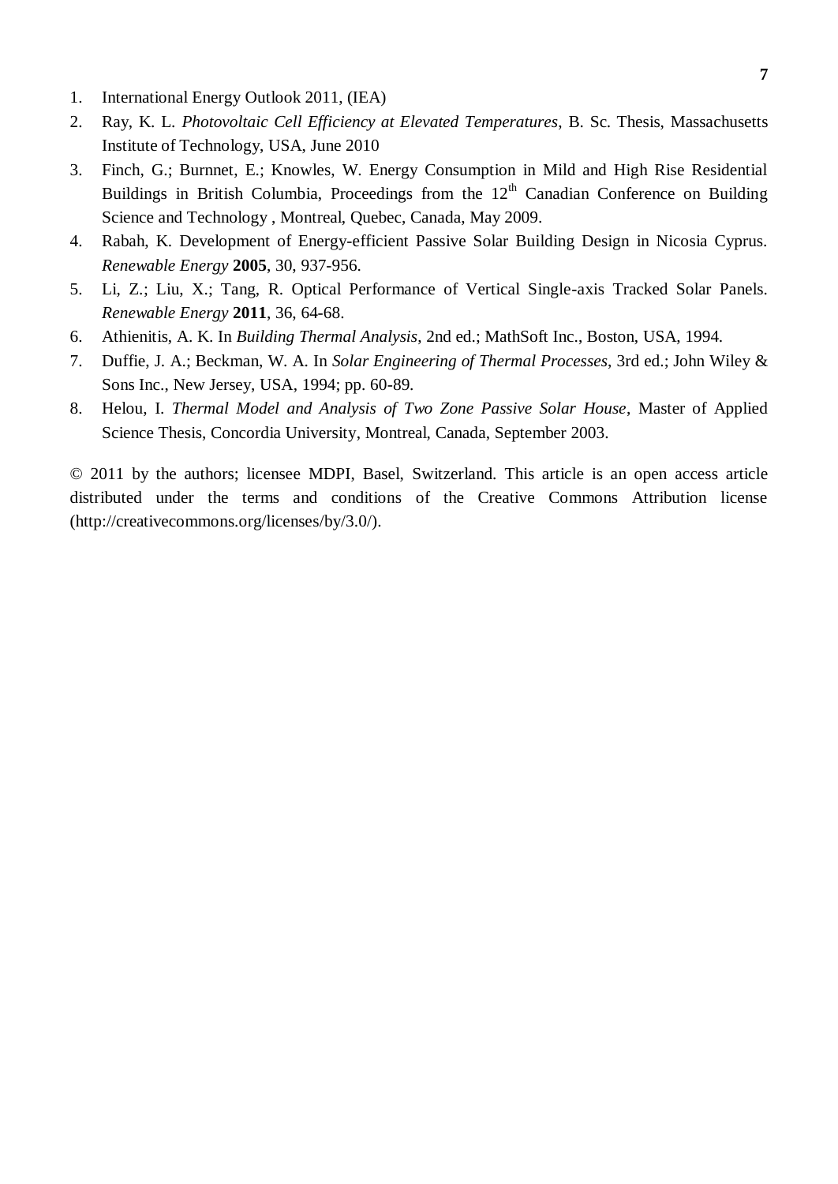1. International Energy Outlook 2011, (IEA)
2. Ray, K. L. *Photovoltaic Cell Efficiency at Elevated Temperatures*, B. Sc. Thesis, Massachusetts Institute of Technology, USA, June 2010
3. Finch, G.; Burnnet, E.; Knowles, W. Energy Consumption in Mild and High Rise Residential Buildings in British Columbia, Proceedings from the 12th Canadian Conference on Building Science and Technology , Montreal, Quebec, Canada, May 2009.
4. Rabah, K. Development of Energy-efficient Passive Solar Building Design in Nicosia Cyprus. *Renewable Energy* **2005**, 30, 937-956.
5. Li, Z.; Liu, X.; Tang, R. Optical Performance of Vertical Single-axis Tracked Solar Panels. *Renewable Energy* **2011**, 36, 64-68.
6. Athienitis, A. K. In *Building Thermal Analysis*, 2nd ed.; MathSoft Inc., Boston, USA, 1994.
7. Duffie, J. A.; Beckman, W. A. In *Solar Engineering of Thermal Processes*, 3rd ed.; John Wiley & Sons Inc., New Jersey, USA, 1994; pp. 60-89.
8. Helou, I. *Thermal Model and Analysis of Two Zone Passive Solar House*, Master of Applied Science Thesis, Concordia University, Montreal, Canada, September 2003.

© 2011 by the authors; licensee MDPI, Basel, Switzerland. This article is an open access article distributed under the terms and conditions of the Creative Commons Attribution license (http://creativecommons.org/licenses/by/3.0/).